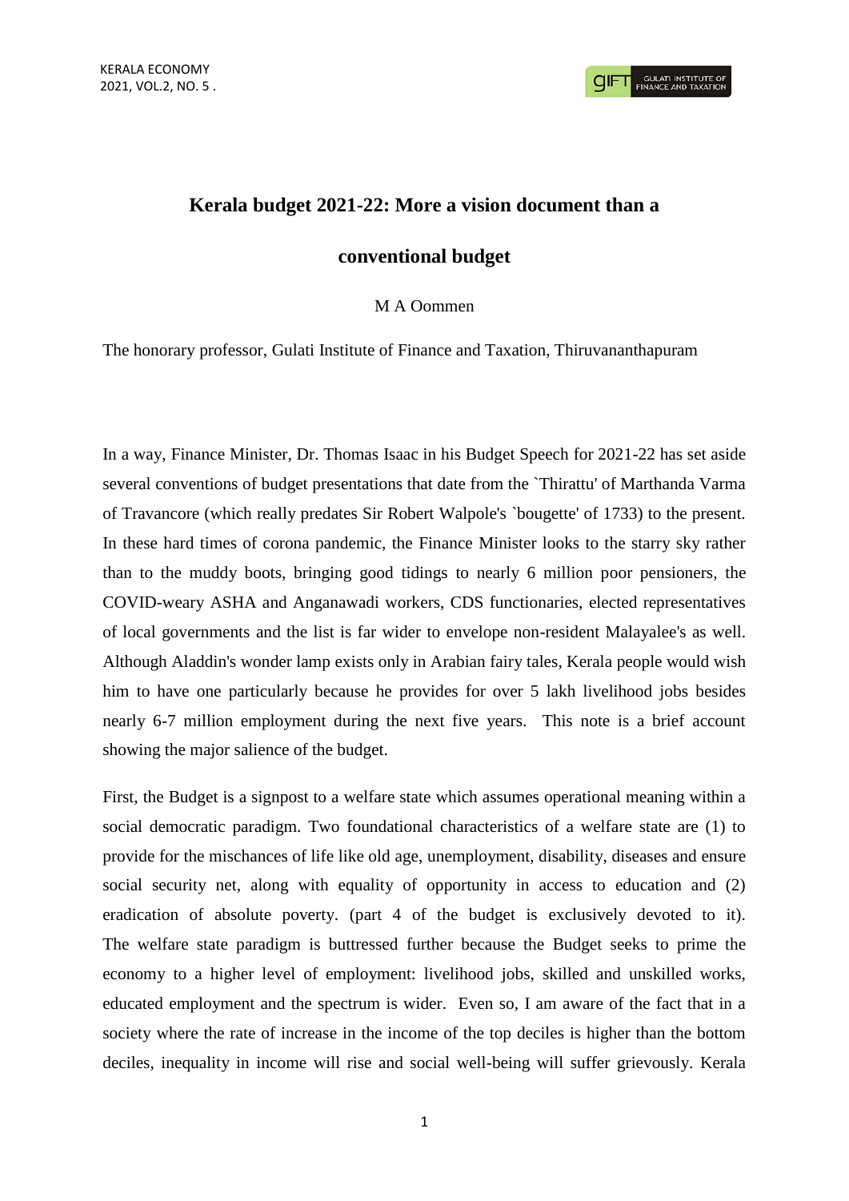# Kerala budget 2021-22: More a vision document than a conventional budget

M A Oommen

The honorary professor, Gulati Institute of Finance and Taxation, Thiruvananthapuram

In a way, Finance Minister, Dr. Thomas Isaac in his Budget Speech for 2021-22 has set aside several conventions of budget presentations that date from the `Thirattu' of Marthanda Varma of Travancore (which really predates Sir Robert Walpole's `bougette' of 1733) to the present. In these hard times of corona pandemic, the Finance Minister looks to the starry sky rather than to the muddy boots, bringing good tidings to nearly 6 million poor pensioners, the COVID-weary ASHA and Anganawadi workers, CDS functionaries, elected representatives of local governments and the list is far wider to envelope non-resident Malayalee's as well. Although Aladdin's wonder lamp exists only in Arabian fairy tales, Kerala people would wish him to have one particularly because he provides for over 5 lakh livelihood jobs besides nearly 6-7 million employment during the next five years. This note is a brief account showing the major salience of the budget.

First, the Budget is a signpost to a welfare state which assumes operational meaning within a social democratic paradigm. Two foundational characteristics of a welfare state are (1) to provide for the mischances of life like old age, unemployment, disability, diseases and ensure social security net, along with equality of opportunity in access to education and (2) eradication of absolute poverty. (part 4 of the budget is exclusively devoted to it). The welfare state paradigm is buttressed further because the Budget seeks to prime the economy to a higher level of employment: livelihood jobs, skilled and unskilled works, educated employment and the spectrum is wider. Even so, I am aware of the fact that in a society where the rate of increase in the income of the top deciles is higher than the bottom deciles, inequality in income will rise and social well-being will suffer grievously. Kerala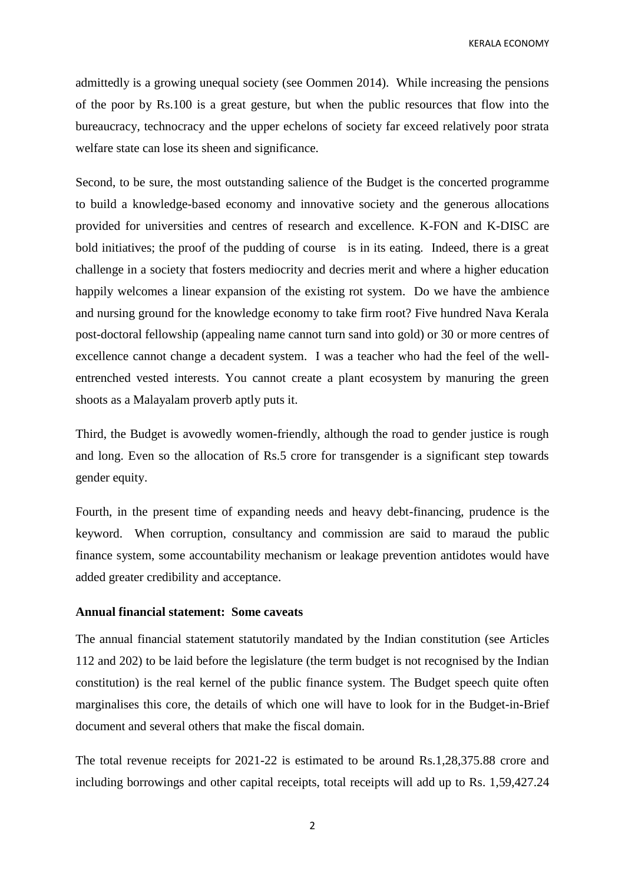admittedly is a growing unequal society (see Oommen 2014). While increasing the pensions of the poor by Rs.100 is a great gesture, but when the public resources that flow into the bureaucracy, technocracy and the upper echelons of society far exceed relatively poor strata welfare state can lose its sheen and significance.

Second, to be sure, the most outstanding salience of the Budget is the concerted programme to build a knowledge-based economy and innovative society and the generous allocations provided for universities and centres of research and excellence. K-FON and K-DISC are bold initiatives; the proof of the pudding of course is in its eating. Indeed, there is a great challenge in a society that fosters mediocrity and decries merit and where a higher education happily welcomes a linear expansion of the existing rot system. Do we have the ambience and nursing ground for the knowledge economy to take firm root? Five hundred Nava Kerala post-doctoral fellowship (appealing name cannot turn sand into gold) or 30 or more centres of excellence cannot change a decadent system. I was a teacher who had the feel of the well-entrenched vested interests. You cannot create a plant ecosystem by manuring the green shoots as a Malayalam proverb aptly puts it.

Third, the Budget is avowedly women-friendly, although the road to gender justice is rough and long. Even so the allocation of Rs.5 crore for transgender is a significant step towards gender equity.

Fourth, in the present time of expanding needs and heavy debt-financing, prudence is the keyword. When corruption, consultancy and commission are said to maraud the public finance system, some accountability mechanism or leakage prevention antidotes would have added greater credibility and acceptance.

**Annual financial statement: Some caveats**

The annual financial statement statutorily mandated by the Indian constitution (see Articles 112 and 202) to be laid before the legislature (the term budget is not recognised by the Indian constitution) is the real kernel of the public finance system. The Budget speech quite often marginalises this core, the details of which one will have to look for in the Budget-in-Brief document and several others that make the fiscal domain.

The total revenue receipts for 2021-22 is estimated to be around Rs.1,28,375.88 crore and including borrowings and other capital receipts, total receipts will add up to Rs. 1,59,427.24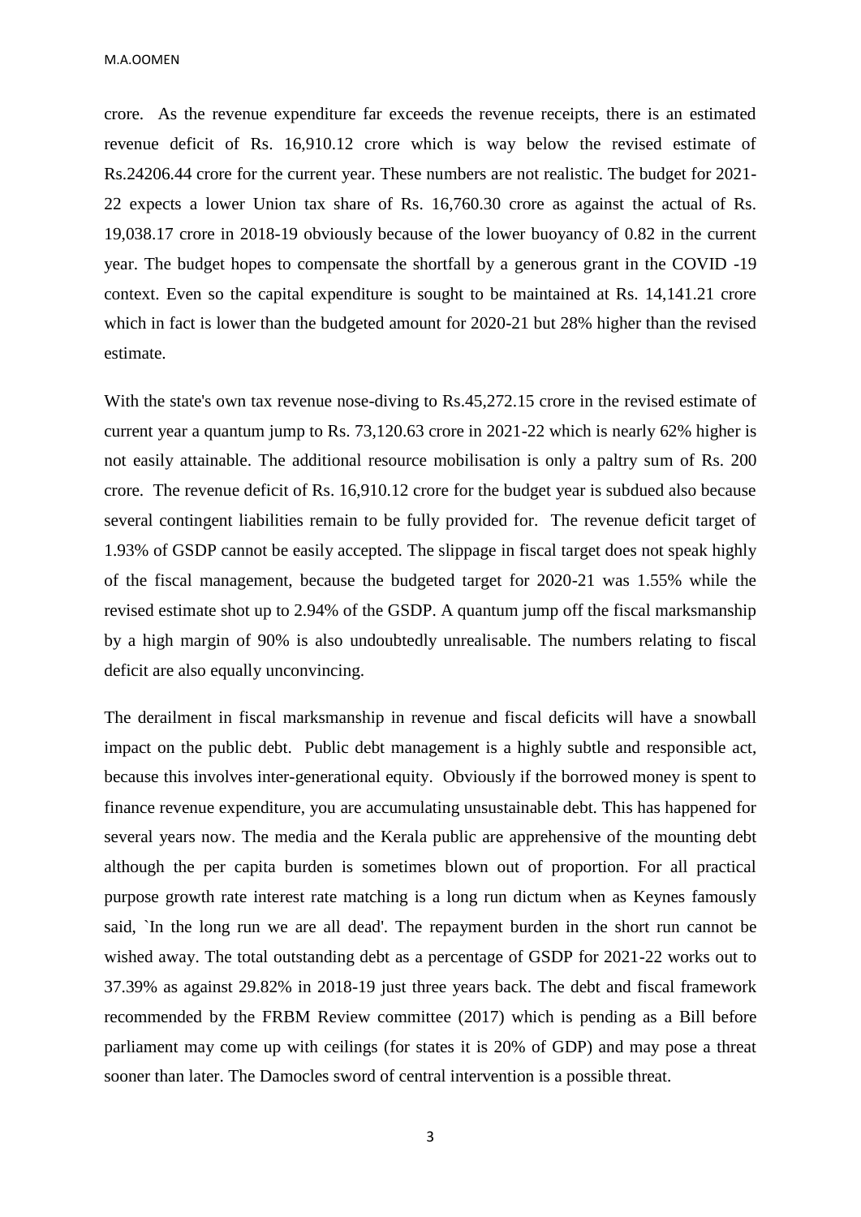crore. As the revenue expenditure far exceeds the revenue receipts, there is an estimated revenue deficit of Rs. 16,910.12 crore which is way below the revised estimate of Rs.24206.44 crore for the current year. These numbers are not realistic. The budget for 2021-22 expects a lower Union tax share of Rs. 16,760.30 crore as against the actual of Rs. 19,038.17 crore in 2018-19 obviously because of the lower buoyancy of 0.82 in the current year. The budget hopes to compensate the shortfall by a generous grant in the COVID -19 context. Even so the capital expenditure is sought to be maintained at Rs. 14,141.21 crore which in fact is lower than the budgeted amount for 2020-21 but 28% higher than the revised estimate.

With the state's own tax revenue nose-diving to Rs.45,272.15 crore in the revised estimate of current year a quantum jump to Rs. 73,120.63 crore in 2021-22 which is nearly 62% higher is not easily attainable. The additional resource mobilisation is only a paltry sum of Rs. 200 crore. The revenue deficit of Rs. 16,910.12 crore for the budget year is subdued also because several contingent liabilities remain to be fully provided for. The revenue deficit target of 1.93% of GSDP cannot be easily accepted. The slippage in fiscal target does not speak highly of the fiscal management, because the budgeted target for 2020-21 was 1.55% while the revised estimate shot up to 2.94% of the GSDP. A quantum jump off the fiscal marksmanship by a high margin of 90% is also undoubtedly unrealisable. The numbers relating to fiscal deficit are also equally unconvincing.

The derailment in fiscal marksmanship in revenue and fiscal deficits will have a snowball impact on the public debt. Public debt management is a highly subtle and responsible act, because this involves inter-generational equity. Obviously if the borrowed money is spent to finance revenue expenditure, you are accumulating unsustainable debt. This has happened for several years now. The media and the Kerala public are apprehensive of the mounting debt although the per capita burden is sometimes blown out of proportion. For all practical purpose growth rate interest rate matching is a long run dictum when as Keynes famously said, `In the long run we are all dead'. The repayment burden in the short run cannot be wished away. The total outstanding debt as a percentage of GSDP for 2021-22 works out to 37.39% as against 29.82% in 2018-19 just three years back. The debt and fiscal framework recommended by the FRBM Review committee (2017) which is pending as a Bill before parliament may come up with ceilings (for states it is 20% of GDP) and may pose a threat sooner than later. The Damocles sword of central intervention is a possible threat.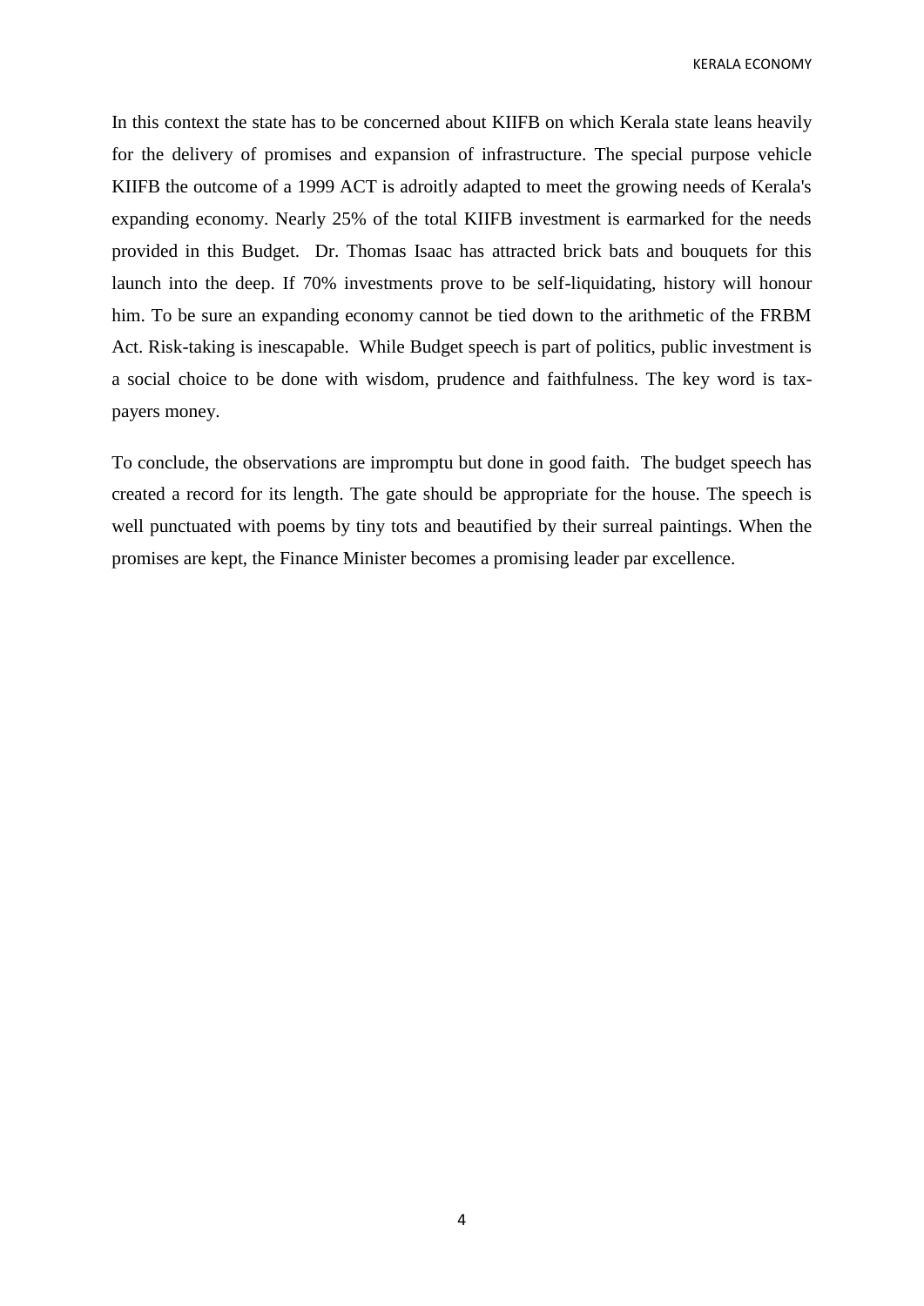In this context the state has to be concerned about KIIFB on which Kerala state leans heavily for the delivery of promises and expansion of infrastructure. The special purpose vehicle KIIFB the outcome of a 1999 ACT is adroitly adapted to meet the growing needs of Kerala's expanding economy. Nearly 25% of the total KIIFB investment is earmarked for the needs provided in this Budget. Dr. Thomas Isaac has attracted brick bats and bouquets for this launch into the deep. If 70% investments prove to be self-liquidating, history will honour him. To be sure an expanding economy cannot be tied down to the arithmetic of the FRBM Act. Risk-taking is inescapable. While Budget speech is part of politics, public investment is a social choice to be done with wisdom, prudence and faithfulness. The key word is tax-payers money.

To conclude, the observations are impromptu but done in good faith. The budget speech has created a record for its length. The gate should be appropriate for the house. The speech is well punctuated with poems by tiny tots and beautified by their surreal paintings. When the promises are kept, the Finance Minister becomes a promising leader par excellence.